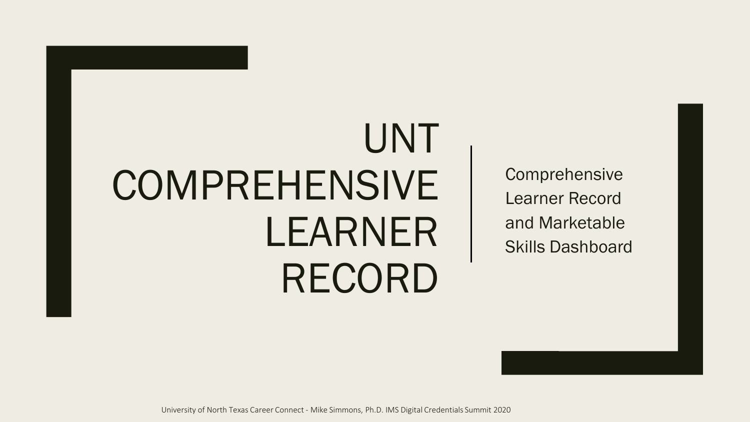# UNT COMPREHENSIVE LEARNER RECORD

Comprehensive Learner Record and Marketable Skills Dashboard

University of North Texas Career Connect - Mike Simmons, Ph.D. IMS Digital Credentials Summit 2020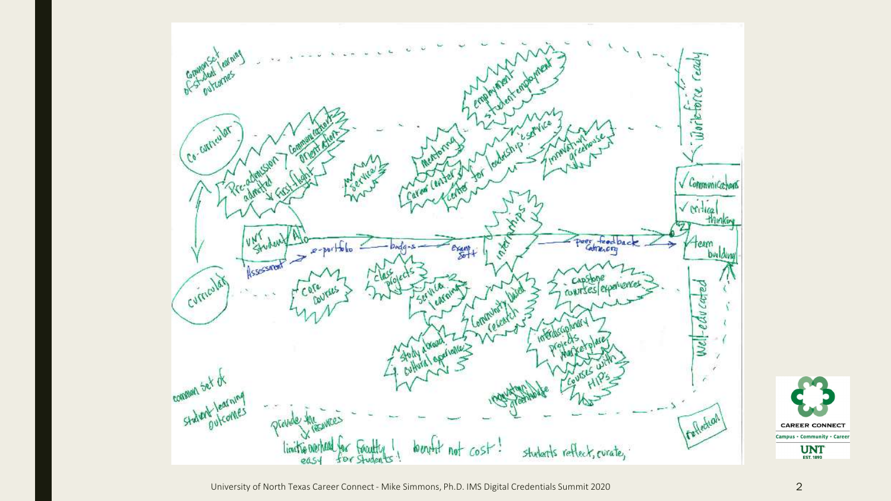Common set of student learning outcomes

Co-curricular

Pre-admission / admitted

Communication orientation

First flight

service

Mentoring

Career Center

Center for leadership & service

employment / student employment

innovation greenhouse

Workforce ready

✓ Communications

✓ critical thinking

✓ team building

UNT Student

Assessment

e-portfolio — badges — Exam SoTT

internships

peer feedback Catme.org

Curricular

core courses

class projects

service learning

Community based research

Capstone courses/experiences

study abroad / cultural experiences

interdisciplinary projects marketplace

courses with HIP's

innovation greenhouse

Well-educated

common set of student learning outcomes

provide the resources

limit the overhead for faculty! easy for students!

benefit not cost!

students reflect, curate,

reflection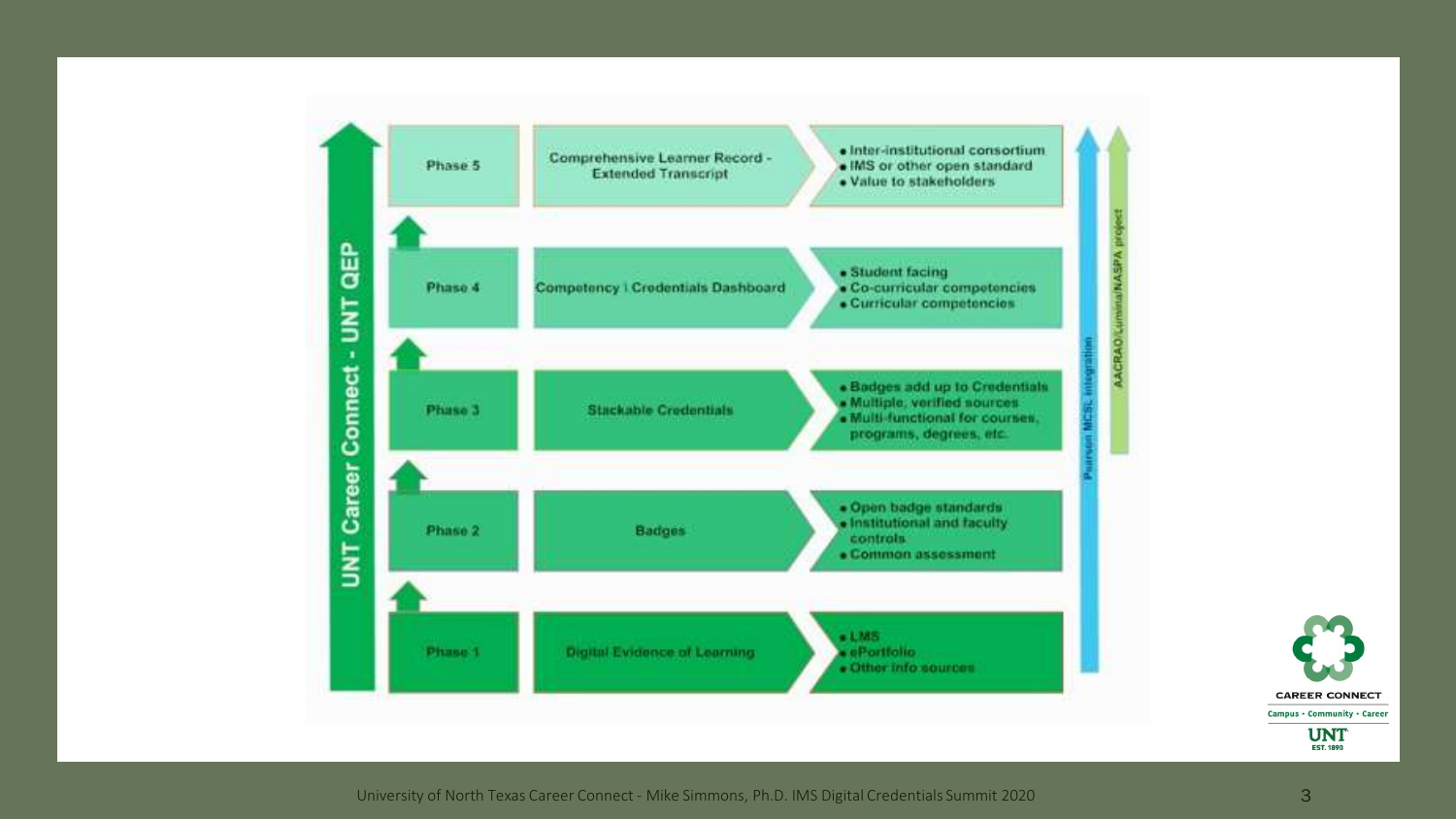UNT Career Connect - UNT QEP

| Phase | Component | Details |
| --- | --- | --- |
| Phase 5 | Comprehensive Learner Record - Extended Transcript | • Inter-institutional consortium<br>• IMS or other open standard<br>• Value to stakeholders |
| Phase 4 | Competency \ Credentials Dashboard | • Student facing<br>• Co-curricular competencies<br>• Curricular competencies |
| Phase 3 | Stackable Credentials | • Badges add up to Credentials<br>• Multiple, verified sources<br>• Multi-functional for courses, programs, degrees, etc. |
| Phase 2 | Badges | • Open badge standards<br>• Institutional and faculty controls<br>• Common assessment |
| Phase 1 | Digital Evidence of Learning | • LMS<br>• ePortfolio<br>• Other info sources |

Pearson MCSL integration

AACRAO/Lumina/NASPA project

CAREER CONNECT

Campus • Community • Career

UNT EST. 1890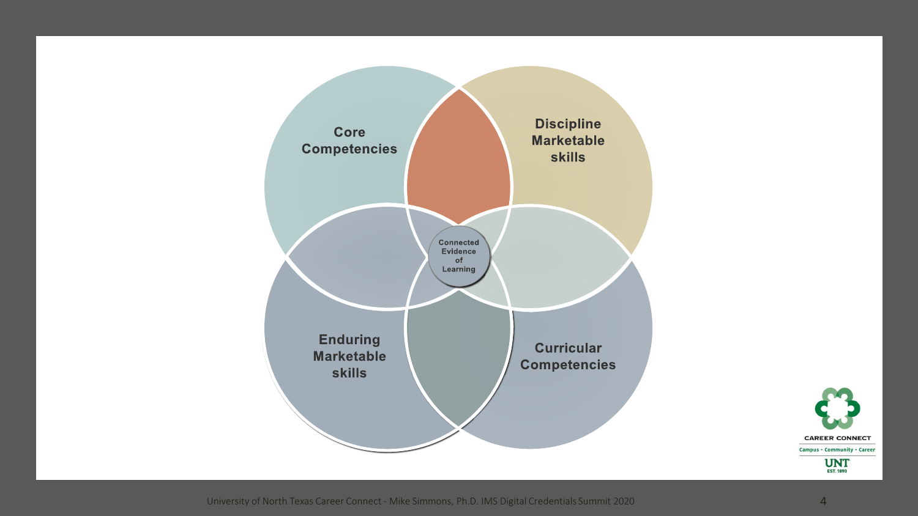Core Competencies

Discipline Marketable skills

Connected Evidence of Learning

Enduring Marketable skills

Curricular Competencies

CAREER CONNECT

Campus • Community • Career

UNT

EST. 1890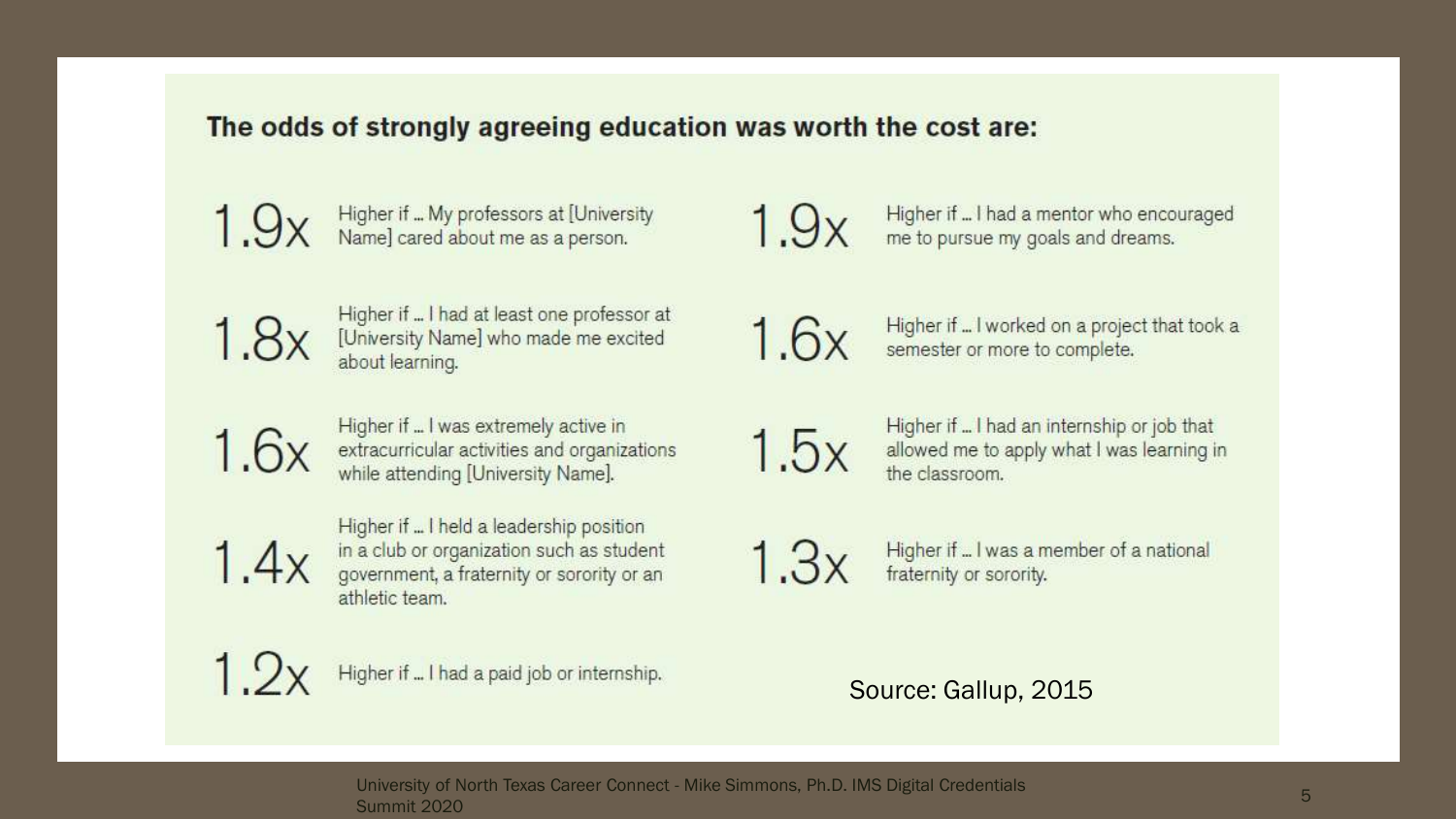## The odds of strongly agreeing education was worth the cost are:

- **1.9x** Higher if … My professors at [University Name] cared about me as a person.
- **1.8x** Higher if … I had at least one professor at [University Name] who made me excited about learning.
- **1.6x** Higher if … I was extremely active in extracurricular activities and organizations while attending [University Name].
- **1.4x** Higher if … I held a leadership position in a club or organization such as student government, a fraternity or sorority or an athletic team.
- **1.2x** Higher if … I had a paid job or internship.
- **1.9x** Higher if … I had a mentor who encouraged me to pursue my goals and dreams.
- **1.6x** Higher if … I worked on a project that took a semester or more to complete.
- **1.5x** Higher if … I had an internship or job that allowed me to apply what I was learning in the classroom.
- **1.3x** Higher if … I was a member of a national fraternity or sorority.

Source: Gallup, 2015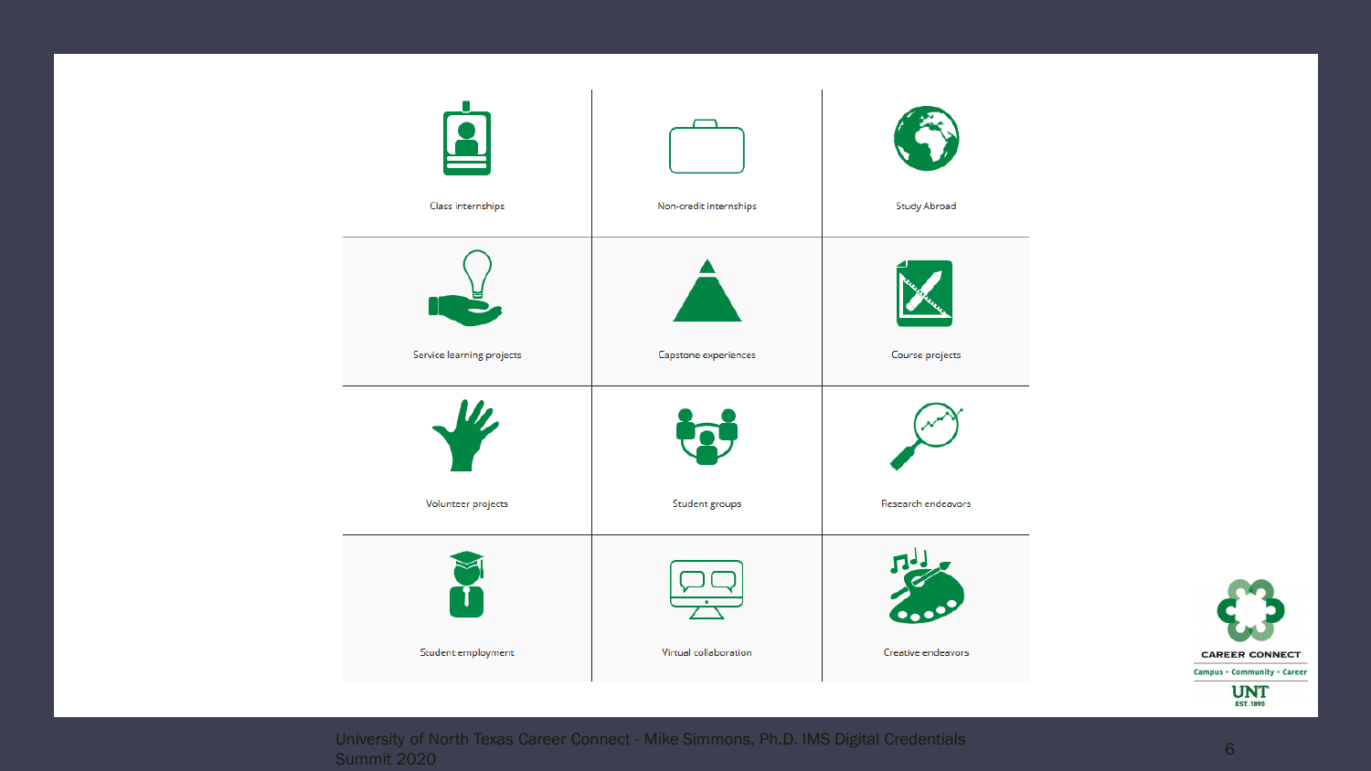| | | |
|---|---|---|
| Class internships | Non-credit internships | Study Abroad |
| Service learning projects | Capstone experiences | Course projects |
| Volunteer projects | Student groups | Research endeavors |
| Student employment | Virtual collaboration | Creative endeavors |

CAREER CONNECT

Campus • Community • Career

UNT EST. 1890

University of North Texas Career Connect - Mike Simmons, Ph.D. IMS Digital Credentials Summit 2020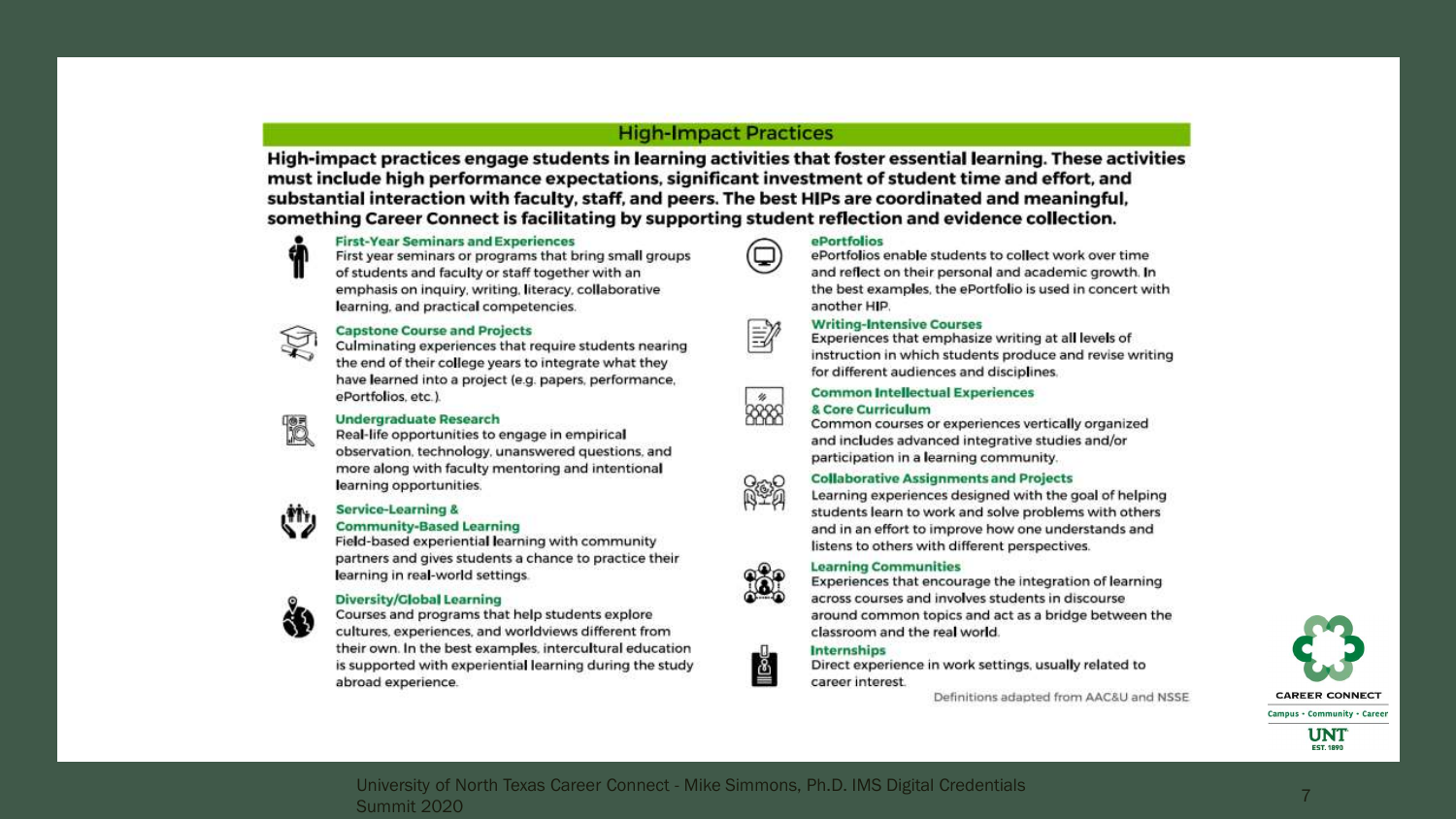## High-Impact Practices

**High-impact practices engage students in learning activities that foster essential learning. These activities must include high performance expectations, significant investment of student time and effort, and substantial interaction with faculty, staff, and peers. The best HIPs are coordinated and meaningful, something Career Connect is facilitating by supporting student reflection and evidence collection.**

### First-Year Seminars and Experiences

First year seminars or programs that bring small groups of students and faculty or staff together with an emphasis on inquiry, writing, literacy, collaborative learning, and practical competencies.

### Capstone Course and Projects

Culminating experiences that require students nearing the end of their college years to integrate what they have learned into a project (e.g. papers, performance, ePortfolios, etc.).

### Undergraduate Research

Real-life opportunities to engage in empirical observation, technology, unanswered questions, and more along with faculty mentoring and intentional learning opportunities.

### Service-Learning & Community-Based Learning

Field-based experiential learning with community partners and gives students a chance to practice their learning in real-world settings.

### Diversity/Global Learning

Courses and programs that help students explore cultures, experiences, and worldviews different from their own. In the best examples, intercultural education is supported with experiential learning during the study abroad experience.

### ePortfolios

ePortfolios enable students to collect work over time and reflect on their personal and academic growth. In the best examples, the ePortfolio is used in concert with another HIP.

### Writing-Intensive Courses

Experiences that emphasize writing at all levels of instruction in which students produce and revise writing for different audiences and disciplines.

### Common Intellectual Experiences & Core Curriculum

Common courses or experiences vertically organized and includes advanced integrative studies and/or participation in a learning community.

### Collaborative Assignments and Projects

Learning experiences designed with the goal of helping students learn to work and solve problems with others and in an effort to improve how one understands and listens to others with different perspectives.

### Learning Communities

Experiences that encourage the integration of learning across courses and involves students in discourse around common topics and act as a bridge between the classroom and the real world.

### Internships

Direct experience in work settings, usually related to career interest.

Definitions adapted from AAC&U and NSSE

CAREER CONNECT
Campus • Community • Career
UNT EST. 1890

University of North Texas Career Connect - Mike Simmons, Ph.D. IMS Digital Credentials Summit 2020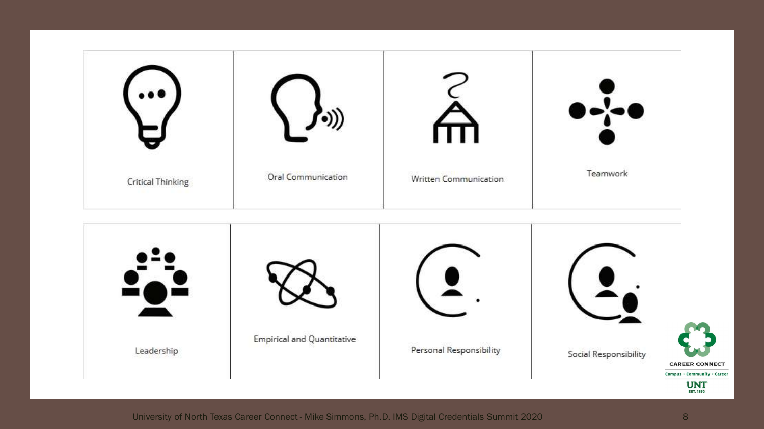| Critical Thinking | Oral Communication | Written Communication | Teamwork |
|---|---|---|---|
| Leadership | Empirical and Quantitative | Personal Responsibility | Social Responsibility |

CAREER CONNECT
Campus • Community • Career
UNT
EST. 1890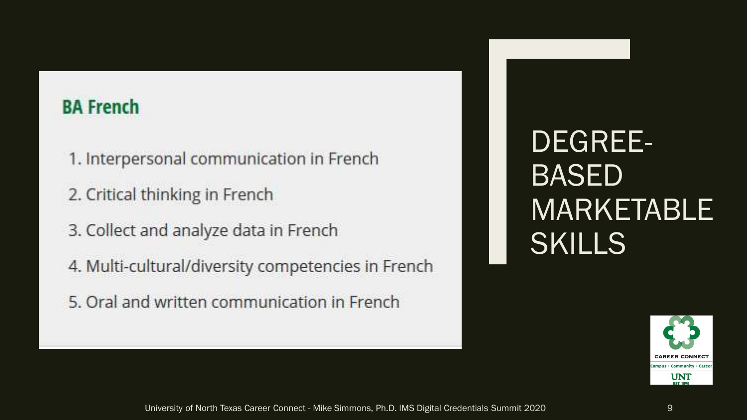# DEGREE-BASED MARKETABLE SKILLS

## BA French

1. Interpersonal communication in French
2. Critical thinking in French
3. Collect and analyze data in French
4. Multi-cultural/diversity competencies in French
5. Oral and written communication in French

CAREER CONNECT
Campus • Community • Career
UNT
EST. 1890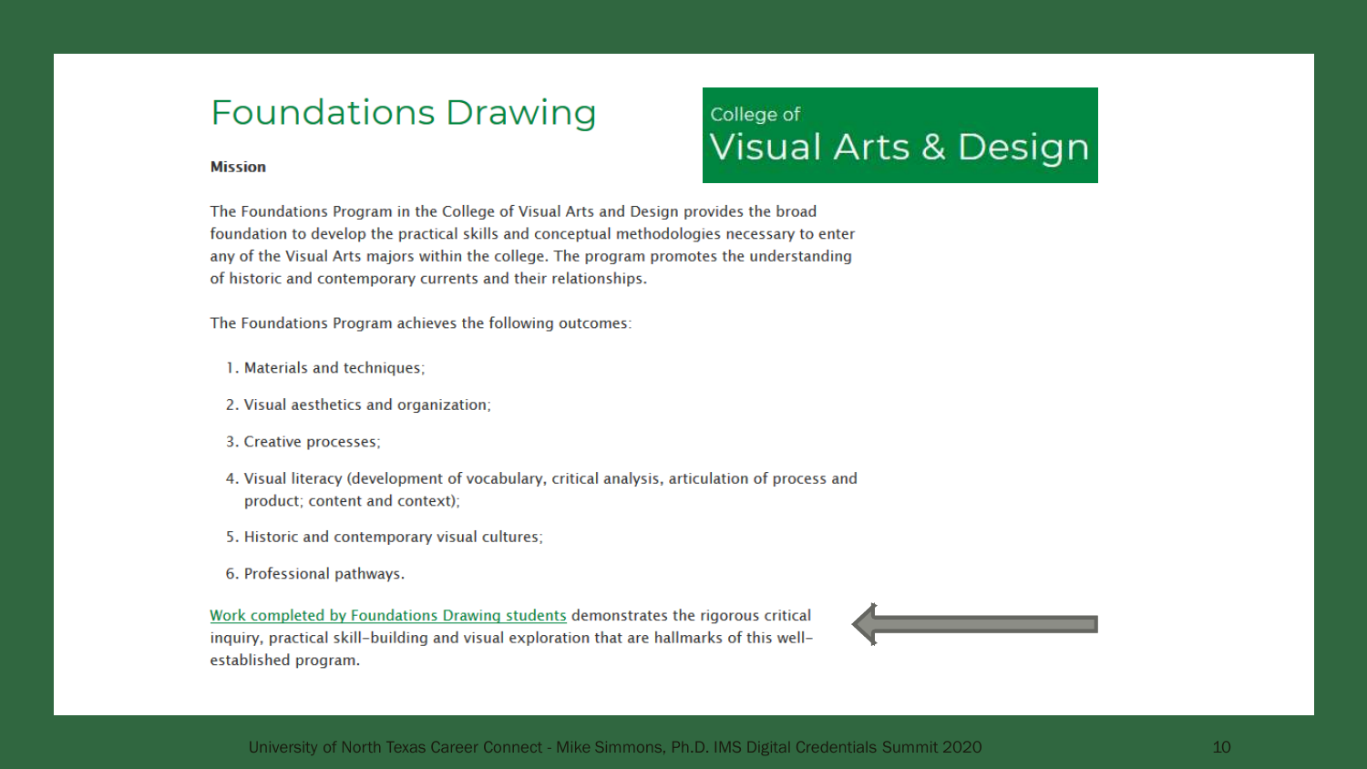# Foundations Drawing

College of
Visual Arts & Design

**Mission**

The Foundations Program in the College of Visual Arts and Design provides the broad foundation to develop the practical skills and conceptual methodologies necessary to enter any of the Visual Arts majors within the college. The program promotes the understanding of historic and contemporary currents and their relationships.

The Foundations Program achieves the following outcomes:

1. Materials and techniques;
2. Visual aesthetics and organization;
3. Creative processes;
4. Visual literacy (development of vocabulary, critical analysis, articulation of process and product; content and context);
5. Historic and contemporary visual cultures;
6. Professional pathways.

Work completed by Foundations Drawing students demonstrates the rigorous critical inquiry, practical skill-building and visual exploration that are hallmarks of this well-established program.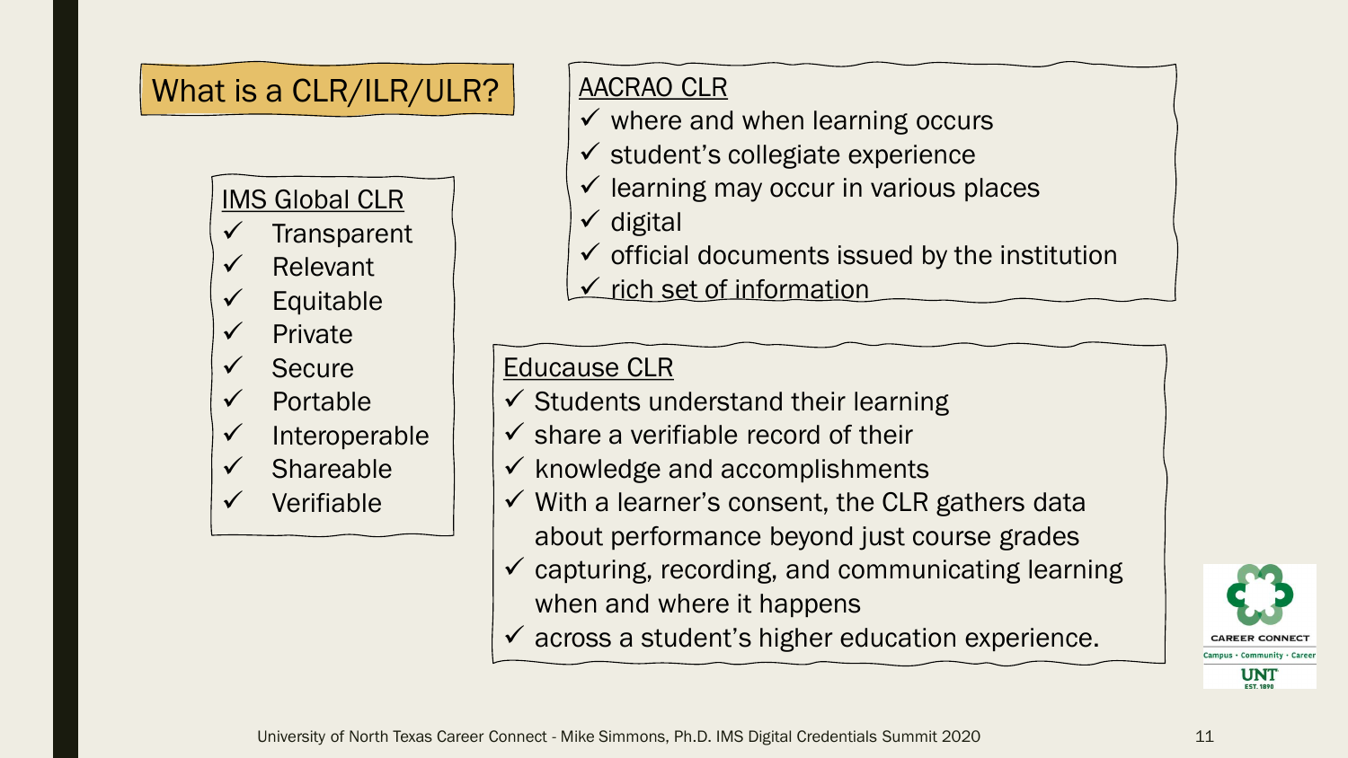# What is a CLR/ILR/ULR?

## IMS Global CLR

- ✓ Transparent
- ✓ Relevant
- ✓ Equitable
- ✓ Private
- ✓ Secure
- ✓ Portable
- ✓ Interoperable
- ✓ Shareable
- ✓ Verifiable

## AACRAO CLR

- ✓ where and when learning occurs
- ✓ student's collegiate experience
- ✓ learning may occur in various places
- ✓ digital
- ✓ official documents issued by the institution
- ✓ rich set of information

## Educause CLR

- ✓ Students understand their learning
- ✓ share a verifiable record of their
- ✓ knowledge and accomplishments
- ✓ With a learner's consent, the CLR gathers data about performance beyond just course grades
- ✓ capturing, recording, and communicating learning when and where it happens
- ✓ across a student's higher education experience.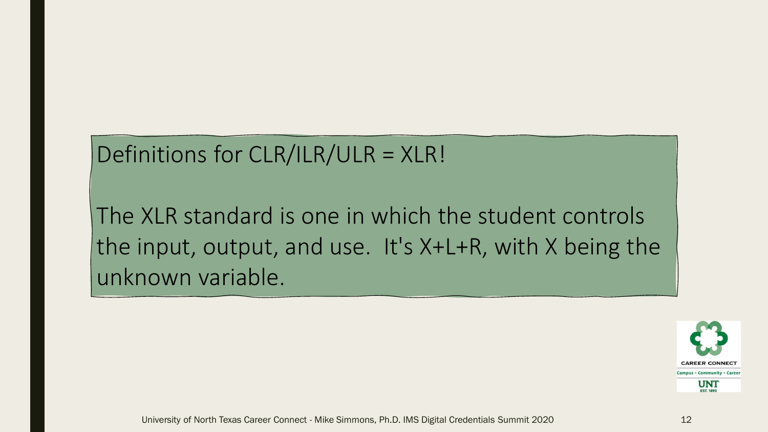Definitions for CLR/ILR/ULR = XLR!

The XLR standard is one in which the student controls the input, output, and use.  It's X+L+R, with X being the unknown variable.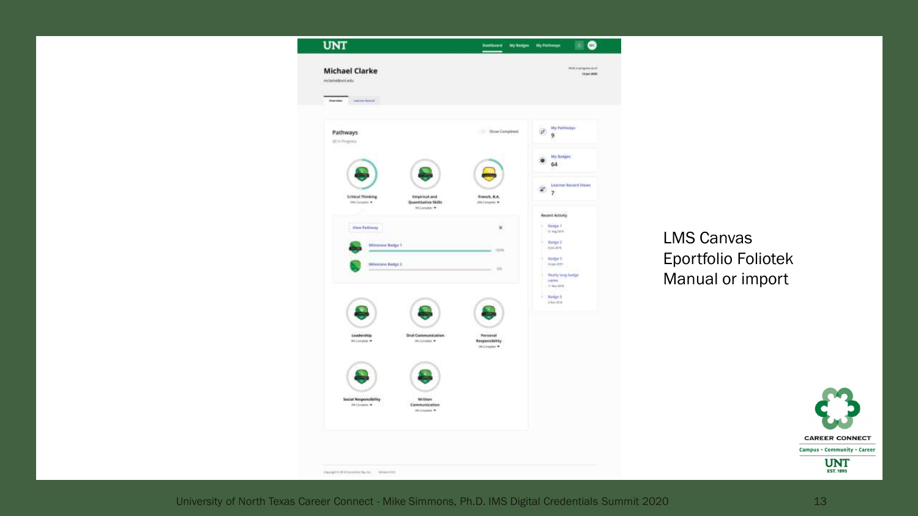LMS Canvas
Eportfolio Foliotek
Manual or import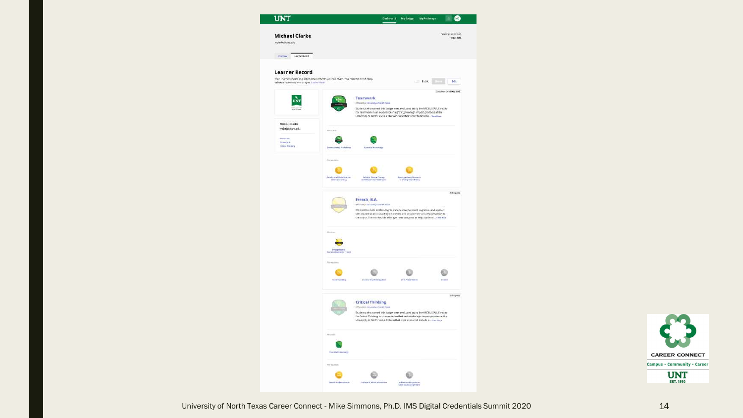UNT

Dashboard My Badges My Pathways

## Michael Clarke

mclarke@unt.edu

Overview Learner Record

### Learner Record

Your Learner Record is a list of achievements you can share. You can edit it to display selected Pathways and Badges. Learn More

Public Share Edit

Michael Clarke
mclarke@unt.edu

Teamwork
French, B.A.
Critical Thinking

Completed on 15 Mar 2019

**Teamwork**

Offered by: University of North Texas

Students who earned this badge were evaluated using the AAC&U VALUE rubric for Teamwork in an experience integrating two high-impact practices at the University of North Texas. Criteria include their contributions to ... View More

Milestone

Demonstrated Proficiency — Essential Knowledge

Prerequisites

Certified Ready — Service Learning · Teamwork Student Survey — Undergraduate Research · Undergraduate Research in Undergraduate Policy

In Progress

**French, B.A.**

Offered by: University of North Texas

Marketable skills for this degree include interpersonal, cognitive, and applied skill areas that are valued by employers and are primary or complementary to the major. The marketable skills goal was designed to help students ... View More

Milestone

Interpersonal Communication in French

Prerequisites

Guided Writing · In-Class Oral Participation · Oral Presentations · Videos

In Progress

**Critical Thinking**

Offered by: University of North Texas

Students who earned this badge were evaluated using the AAC&U VALUE rubric for Critical Thinking in an experience that included a high-impact practice at the University of North Texas. Criteria that were evaluated include a ... View More

Milestone

Essential Knowledge

Prerequisites

Specific Project Design · College of Music Attendance · Midterm and Argument Case Study Assignment

CAREER CONNECT

Campus • Community • Career

UNT EST. 1890

University of North Texas Career Connect - Mike Simmons, Ph.D. IMS Digital Credentials Summit 2020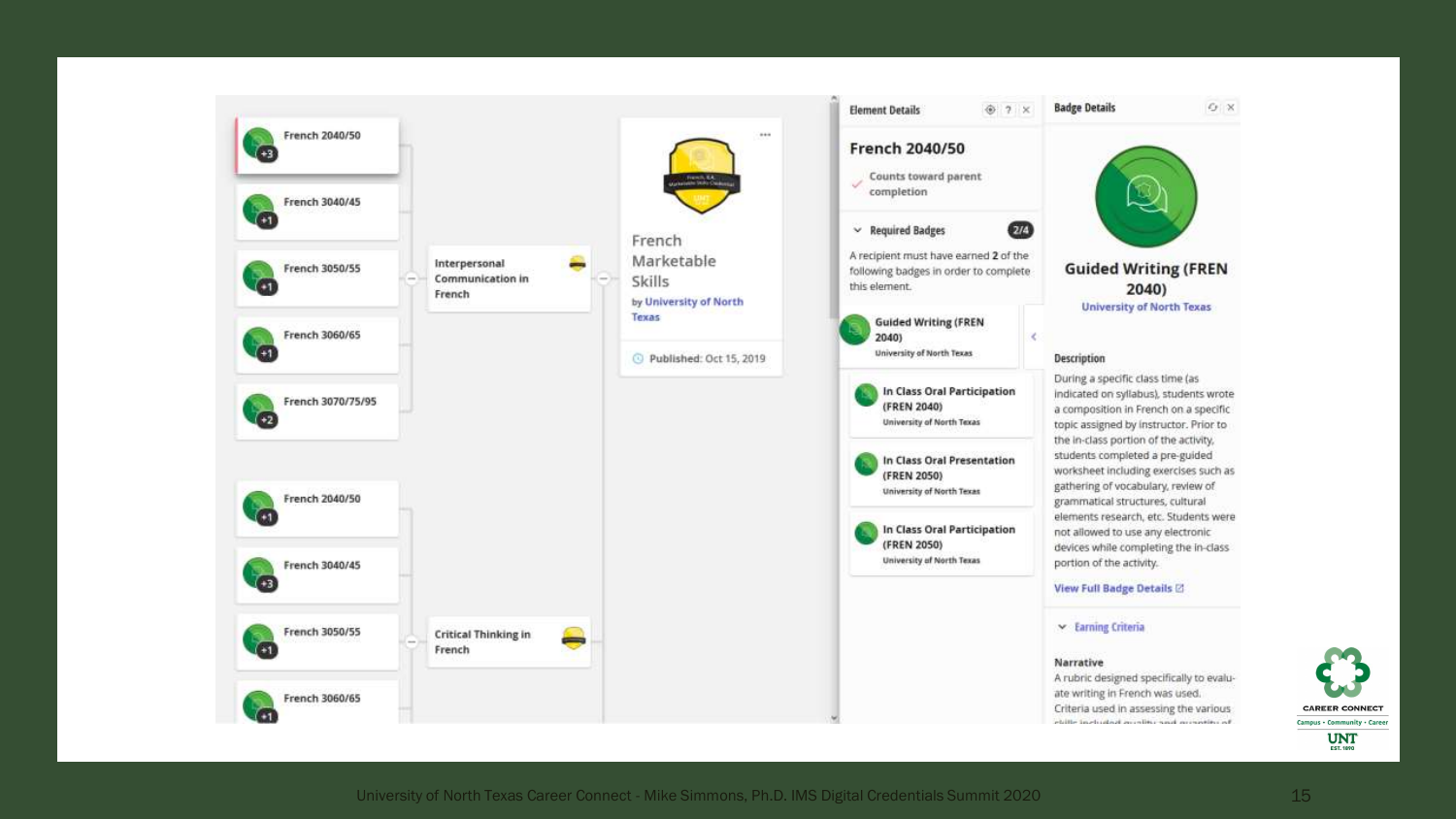French 2040/50 +3

French 3040/45 +1

French 3050/55 +1

French 3060/65 +1

French 3070/75/95 +2

Interpersonal Communication in French

French Marketable Skills

by University of North Texas

Published: Oct 15, 2019

French 2040/50 +1

French 3040/45 +3

French 3050/55 +1

Critical Thinking in French

French 3060/65 +1

## Element Details

### French 2040/50

Counts toward parent completion

**Required Badges** 2/4

A recipient must have earned **2** of the following badges in order to complete this element.

- **Guided Writing (FREN 2040)** – University of North Texas
- **In Class Oral Participation (FREN 2040)** – University of North Texas
- **In Class Oral Presentation (FREN 2050)** – University of North Texas
- **In Class Oral Participation (FREN 2050)** – University of North Texas

## Badge Details

### Guided Writing (FREN 2040)

University of North Texas

**Description**

During a specific class time (as indicated on syllabus), students wrote a composition in French on a specific topic assigned by instructor. Prior to the in-class portion of the activity, students completed a pre-guided worksheet including exercises such as gathering of vocabulary, review of grammatical structures, cultural elements research, etc. Students were not allowed to use any electronic devices while completing the in-class portion of the activity.

View Full Badge Details

**Earning Criteria**

**Narrative**

A rubric designed specifically to evaluate writing in French was used. Criteria used in assessing the various skills included quality and quantity of

CAREER CONNECT
Campus • Community • Career
UNT

University of North Texas Career Connect - Mike Simmons, Ph.D. IMS Digital Credentials Summit 2020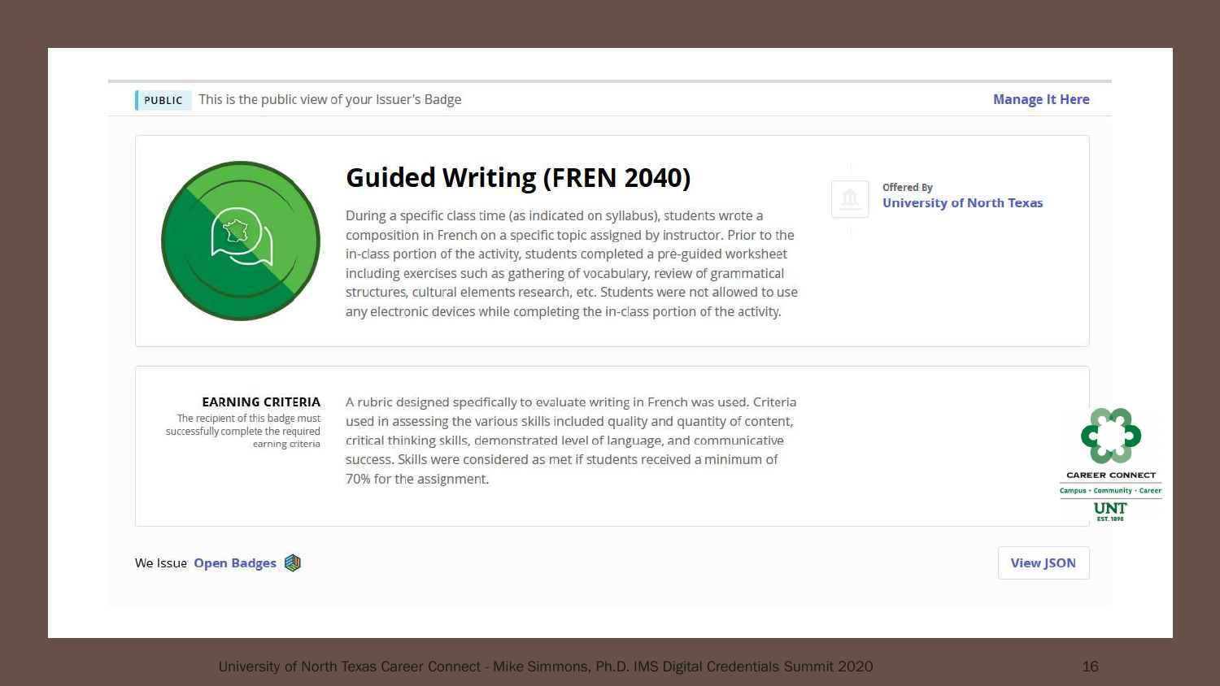PUBLIC This is the public view of your Issuer's Badge

Manage It Here

# Guided Writing (FREN 2040)

During a specific class time (as indicated on syllabus), students wrote a composition in French on a specific topic assigned by instructor. Prior to the in-class portion of the activity, students completed a pre-guided worksheet including exercises such as gathering of vocabulary, review of grammatical structures, cultural elements research, etc. Students were not allowed to use any electronic devices while completing the in-class portion of the activity.

Offered By
**University of North Texas**

**EARNING CRITERIA**
The recipient of this badge must successfully complete the required earning criteria

A rubric designed specifically to evaluate writing in French was used. Criteria used in assessing the various skills included quality and quantity of content, critical thinking skills, demonstrated level of language, and communicative success. Skills were considered as met if students received a minimum of 70% for the assignment.

CAREER CONNECT
Campus • Community • Career
UNT
EST. 1890

We Issue **Open Badges**

View JSON

University of North Texas Career Connect - Mike Simmons, Ph.D. IMS Digital Credentials Summit 2020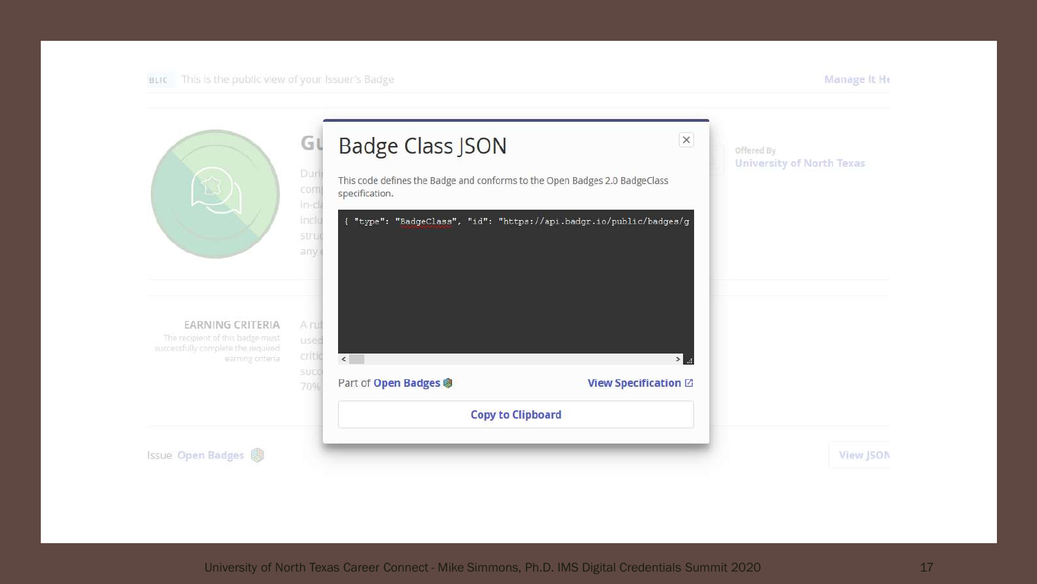BLIC This is the public view of your Issuer's Badge

Manage It He

Offered By
University of North Texas

EARNING CRITERIA
The recipient of this badge must successfully complete the required earning criteria

## Badge Class JSON

This code defines the Badge and conforms to the Open Badges 2.0 BadgeClass specification.

```
{ "type": "BadgeClass", "id": "https://api.badgr.io/public/badges/g
```

Part of **Open Badges**

**View Specification**

**Copy to Clipboard**

Issue Open Badges

View JSON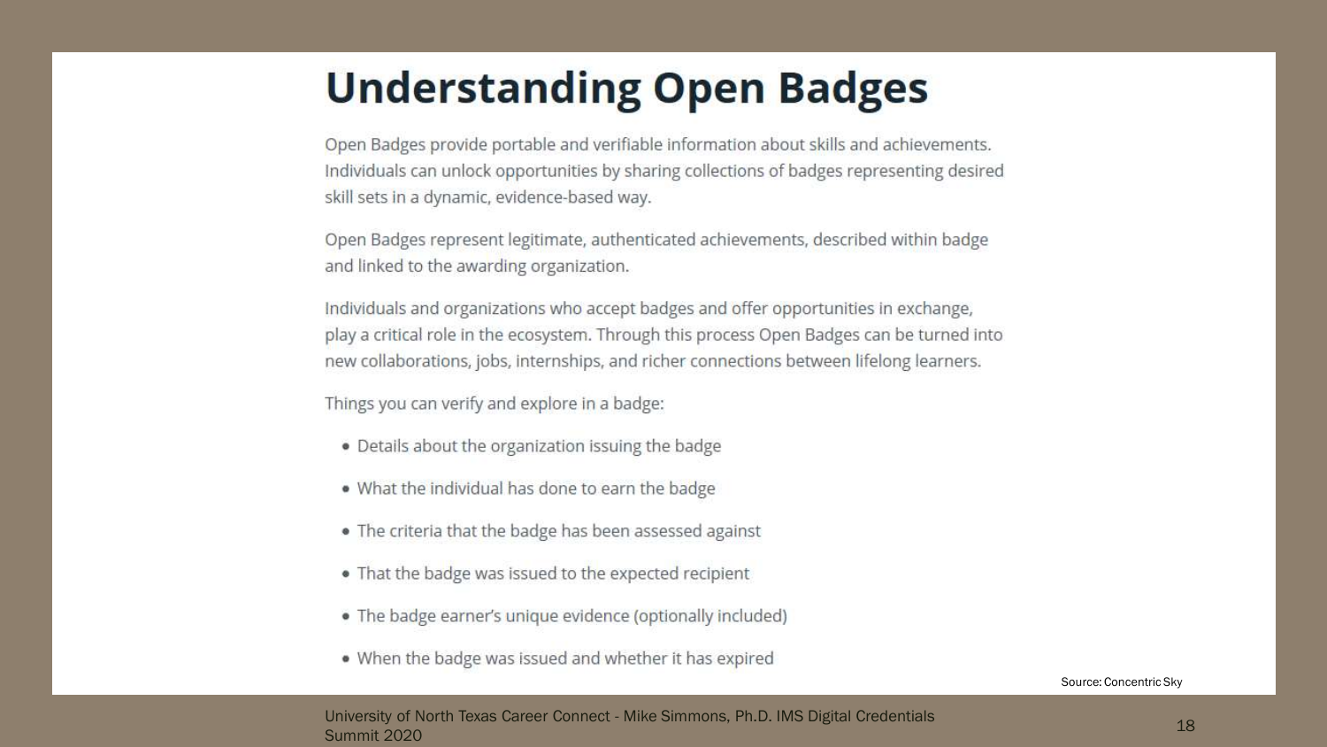# Understanding Open Badges

Open Badges provide portable and verifiable information about skills and achievements. Individuals can unlock opportunities by sharing collections of badges representing desired skill sets in a dynamic, evidence-based way.

Open Badges represent legitimate, authenticated achievements, described within badge and linked to the awarding organization.

Individuals and organizations who accept badges and offer opportunities in exchange, play a critical role in the ecosystem. Through this process Open Badges can be turned into new collaborations, jobs, internships, and richer connections between lifelong learners.

Things you can verify and explore in a badge:

- Details about the organization issuing the badge
- What the individual has done to earn the badge
- The criteria that the badge has been assessed against
- That the badge was issued to the expected recipient
- The badge earner's unique evidence (optionally included)
- When the badge was issued and whether it has expired

Source: Concentric Sky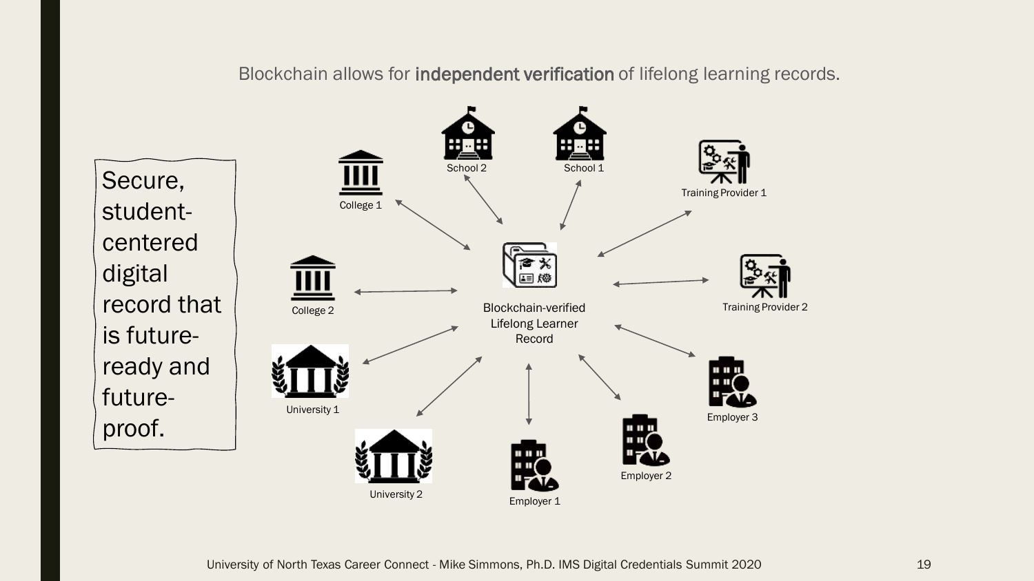Blockchain allows for **independent verification** of lifelong learning records.

Secure, student-centered digital record that is future-ready and future-proof.

Blockchain-verified Lifelong Learner Record

School 2

School 1

College 1

Training Provider 1

College 2

Training Provider 2

University 1

Employer 3

University 2

Employer 2

Employer 1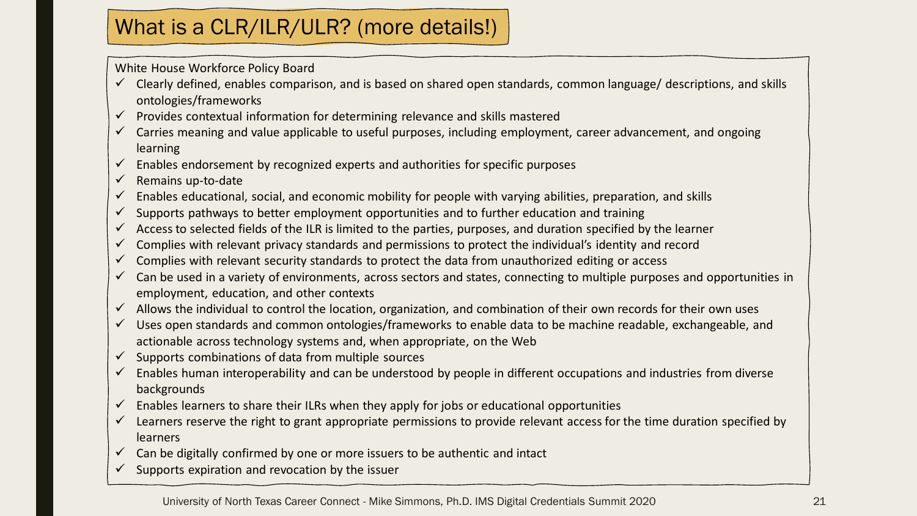# What is a CLR/ILR/ULR? (more details!)

White House Workforce Policy Board

- ✓ Clearly defined, enables comparison, and is based on shared open standards, common language/ descriptions, and skills ontologies/frameworks
- ✓ Provides contextual information for determining relevance and skills mastered
- ✓ Carries meaning and value applicable to useful purposes, including employment, career advancement, and ongoing learning
- ✓ Enables endorsement by recognized experts and authorities for specific purposes
- ✓ Remains up-to-date
- ✓ Enables educational, social, and economic mobility for people with varying abilities, preparation, and skills
- ✓ Supports pathways to better employment opportunities and to further education and training
- ✓ Access to selected fields of the ILR is limited to the parties, purposes, and duration specified by the learner
- ✓ Complies with relevant privacy standards and permissions to protect the individual's identity and record
- ✓ Complies with relevant security standards to protect the data from unauthorized editing or access
- ✓ Can be used in a variety of environments, across sectors and states, connecting to multiple purposes and opportunities in employment, education, and other contexts
- ✓ Allows the individual to control the location, organization, and combination of their own records for their own uses
- ✓ Uses open standards and common ontologies/frameworks to enable data to be machine readable, exchangeable, and actionable across technology systems and, when appropriate, on the Web
- ✓ Supports combinations of data from multiple sources
- ✓ Enables human interoperability and can be understood by people in different occupations and industries from diverse backgrounds
- ✓ Enables learners to share their ILRs when they apply for jobs or educational opportunities
- ✓ Learners reserve the right to grant appropriate permissions to provide relevant access for the time duration specified by learners
- ✓ Can be digitally confirmed by one or more issuers to be authentic and intact
- ✓ Supports expiration and revocation by the issuer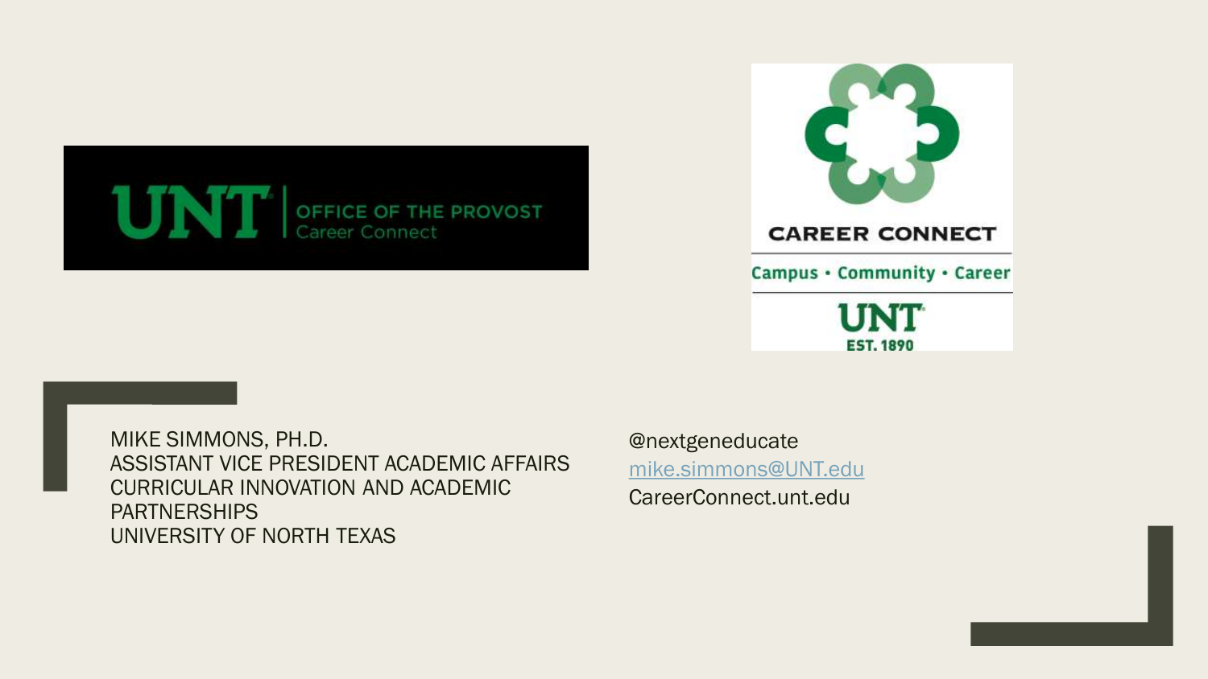UNT | OFFICE OF THE PROVOST
Career Connect

CAREER CONNECT
Campus • Community • Career
UNT
EST. 1890

MIKE SIMMONS, PH.D.
ASSISTANT VICE PRESIDENT ACADEMIC AFFAIRS
CURRICULAR INNOVATION AND ACADEMIC PARTNERSHIPS
UNIVERSITY OF NORTH TEXAS

@nextgeneducate
mike.simmons@UNT.edu
CareerConnect.unt.edu